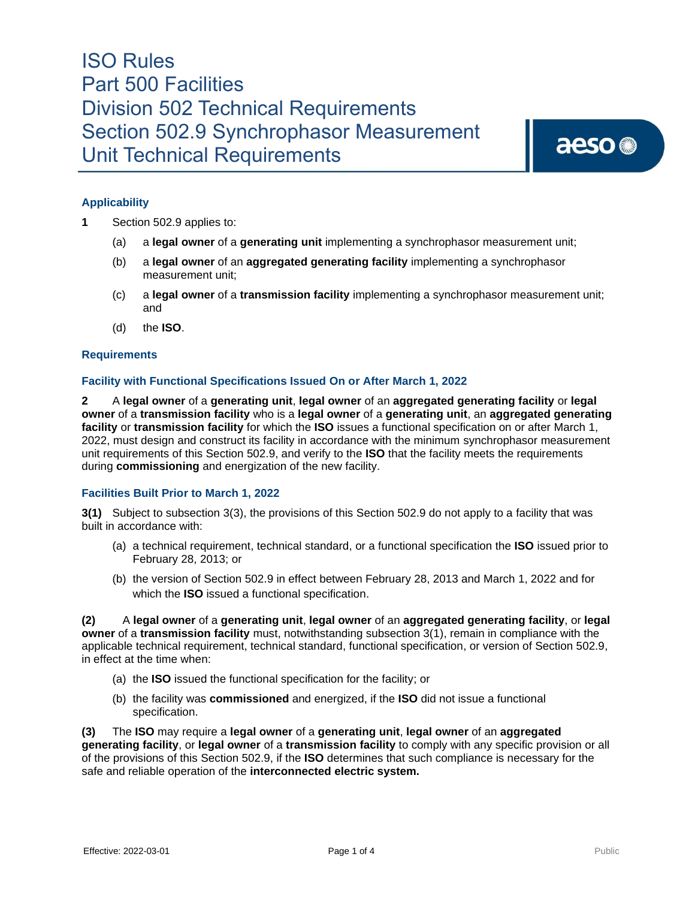# ISO Rules
# Part 500 Facilities
# Division 502 Technical Requirements
# Section 502.9 Synchrophasor Measurement Unit Technical Requirements

## Applicability

**1** Section 502.9 applies to:

(a) a **legal owner** of a **generating unit** implementing a synchrophasor measurement unit;

(b) a **legal owner** of an **aggregated generating facility** implementing a synchrophasor measurement unit;

(c) a **legal owner** of a **transmission facility** implementing a synchrophasor measurement unit; and

(d) the **ISO**.

## Requirements

### Facility with Functional Specifications Issued On or After March 1, 2022

**2** A **legal owner** of a **generating unit**, **legal owner** of an **aggregated generating facility** or **legal owner** of a **transmission facility** who is a **legal owner** of a **generating unit**, an **aggregated generating facility** or **transmission facility** for which the **ISO** issues a functional specification on or after March 1, 2022, must design and construct its facility in accordance with the minimum synchrophasor measurement unit requirements of this Section 502.9, and verify to the **ISO** that the facility meets the requirements during **commissioning** and energization of the new facility.

### Facilities Built Prior to March 1, 2022

**3(1)** Subject to subsection 3(3), the provisions of this Section 502.9 do not apply to a facility that was built in accordance with:

(a) a technical requirement, technical standard, or a functional specification the **ISO** issued prior to February 28, 2013; or

(b) the version of Section 502.9 in effect between February 28, 2013 and March 1, 2022 and for which the **ISO** issued a functional specification.

**(2)** A **legal owner** of a **generating unit**, **legal owner** of an **aggregated generating facility**, or **legal owner** of a **transmission facility** must, notwithstanding subsection 3(1), remain in compliance with the applicable technical requirement, technical standard, functional specification, or version of Section 502.9, in effect at the time when:

(a) the **ISO** issued the functional specification for the facility; or

(b) the facility was **commissioned** and energized, if the **ISO** did not issue a functional specification.

**(3)** The **ISO** may require a **legal owner** of a **generating unit**, **legal owner** of an **aggregated generating facility**, or **legal owner** of a **transmission facility** to comply with any specific provision or all of the provisions of this Section 502.9, if the **ISO** determines that such compliance is necessary for the safe and reliable operation of the **interconnected electric system.**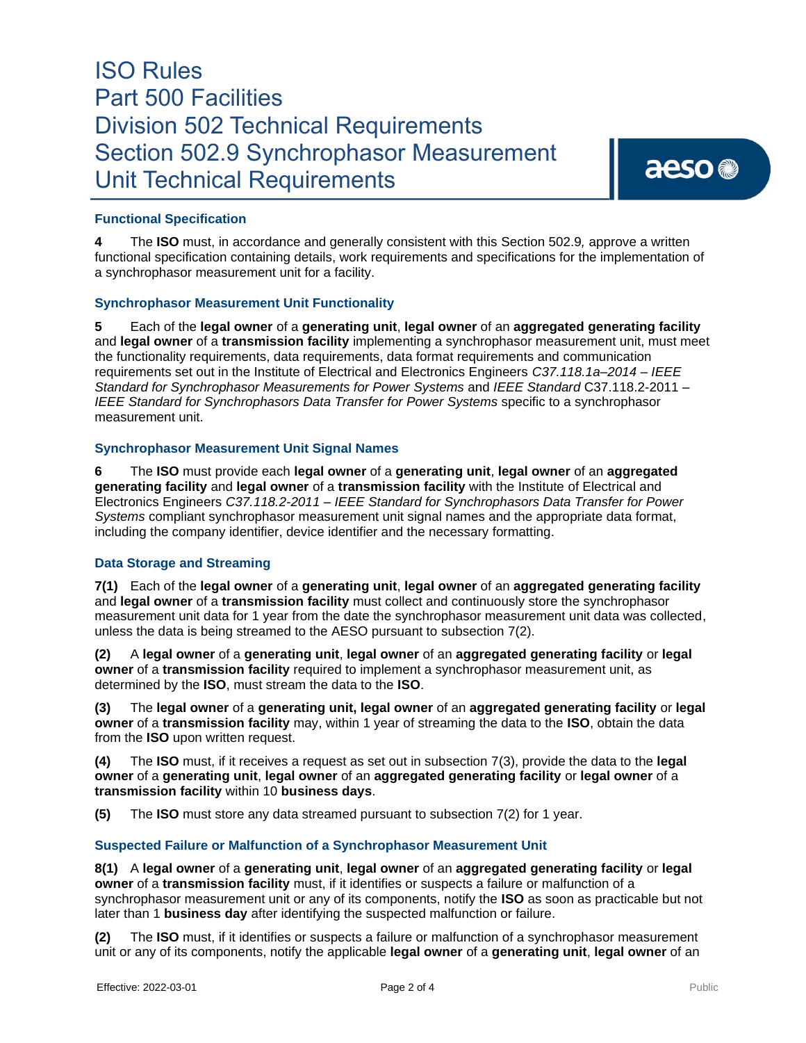### Functional Specification

**4** The **ISO** must, in accordance and generally consistent with this Section 502.9*,* approve a written functional specification containing details, work requirements and specifications for the implementation of a synchrophasor measurement unit for a facility.

### Synchrophasor Measurement Unit Functionality

**5** Each of the **legal owner** of a **generating unit**, **legal owner** of an **aggregated generating facility** and **legal owner** of a **transmission facility** implementing a synchrophasor measurement unit, must meet the functionality requirements, data requirements, data format requirements and communication requirements set out in the Institute of Electrical and Electronics Engineers *C37.118.1a–2014 – IEEE Standard for Synchrophasor Measurements for Power Systems* and *IEEE Standard* C37.118.2-2011 – *IEEE Standard for Synchrophasors Data Transfer for Power Systems* specific to a synchrophasor measurement unit.

### Synchrophasor Measurement Unit Signal Names

**6** The **ISO** must provide each **legal owner** of a **generating unit**, **legal owner** of an **aggregated generating facility** and **legal owner** of a **transmission facility** with the Institute of Electrical and Electronics Engineers *C37.118.2-2011 – IEEE Standard for Synchrophasors Data Transfer for Power Systems* compliant synchrophasor measurement unit signal names and the appropriate data format, including the company identifier, device identifier and the necessary formatting.

### Data Storage and Streaming

**7(1)** Each of the **legal owner** of a **generating unit**, **legal owner** of an **aggregated generating facility** and **legal owner** of a **transmission facility** must collect and continuously store the synchrophasor measurement unit data for 1 year from the date the synchrophasor measurement unit data was collected, unless the data is being streamed to the AESO pursuant to subsection 7(2).

**(2)** A **legal owner** of a **generating unit**, **legal owner** of an **aggregated generating facility** or **legal owner** of a **transmission facility** required to implement a synchrophasor measurement unit, as determined by the **ISO**, must stream the data to the **ISO**.

**(3)** The **legal owner** of a **generating unit, legal owner** of an **aggregated generating facility** or **legal owner** of a **transmission facility** may, within 1 year of streaming the data to the **ISO**, obtain the data from the **ISO** upon written request.

**(4)** The **ISO** must, if it receives a request as set out in subsection 7(3), provide the data to the **legal owner** of a **generating unit**, **legal owner** of an **aggregated generating facility** or **legal owner** of a **transmission facility** within 10 **business days**.

**(5)** The **ISO** must store any data streamed pursuant to subsection 7(2) for 1 year.

### Suspected Failure or Malfunction of a Synchrophasor Measurement Unit

**8(1)** A **legal owner** of a **generating unit**, **legal owner** of an **aggregated generating facility** or **legal owner** of a **transmission facility** must, if it identifies or suspects a failure or malfunction of a synchrophasor measurement unit or any of its components, notify the **ISO** as soon as practicable but not later than 1 **business day** after identifying the suspected malfunction or failure.

**(2)** The **ISO** must, if it identifies or suspects a failure or malfunction of a synchrophasor measurement unit or any of its components, notify the applicable **legal owner** of a **generating unit**, **legal owner** of an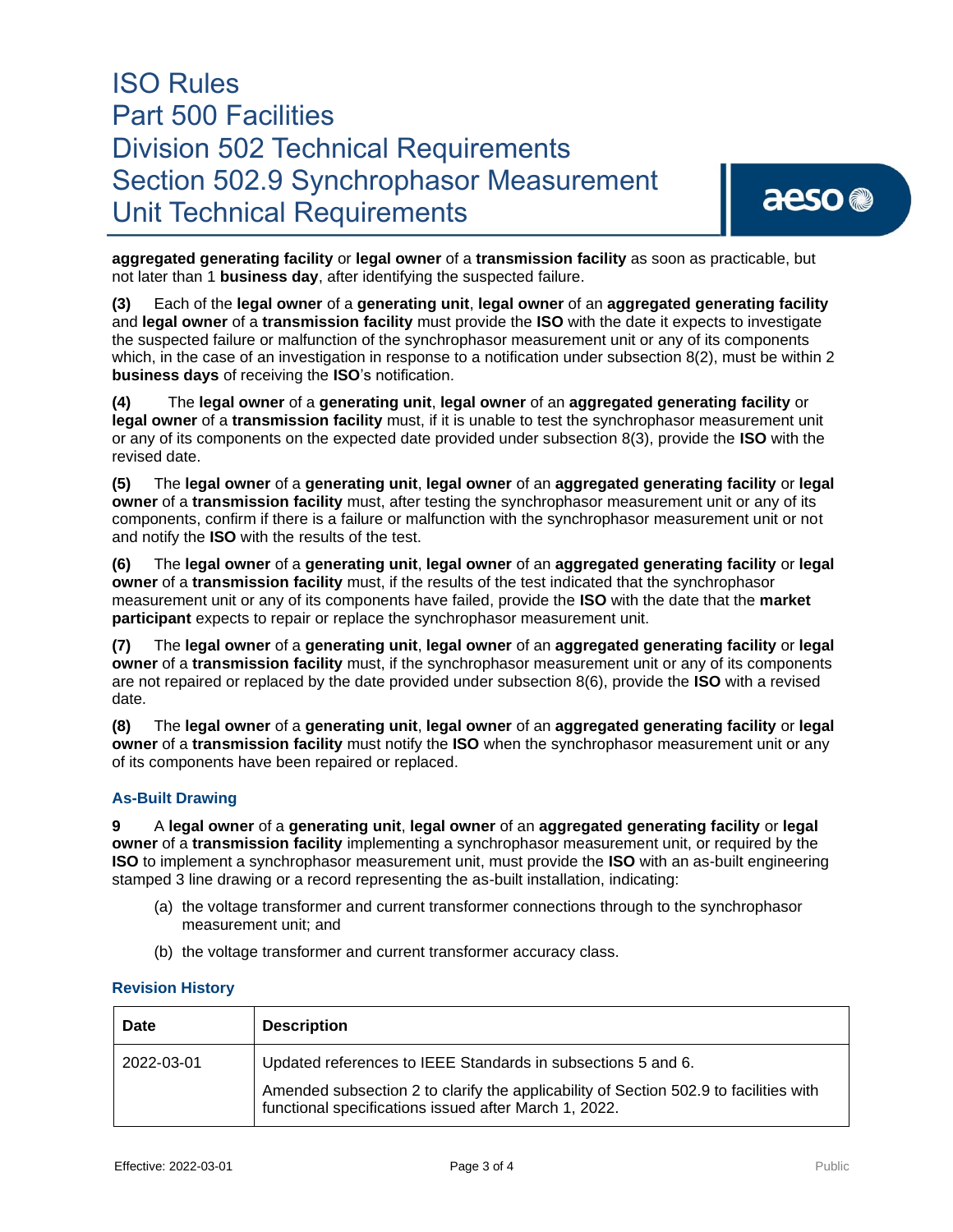**aggregated generating facility** or **legal owner** of a **transmission facility** as soon as practicable, but not later than 1 **business day**, after identifying the suspected failure.

**(3)** Each of the **legal owner** of a **generating unit**, **legal owner** of an **aggregated generating facility** and **legal owner** of a **transmission facility** must provide the **ISO** with the date it expects to investigate the suspected failure or malfunction of the synchrophasor measurement unit or any of its components which, in the case of an investigation in response to a notification under subsection 8(2), must be within 2 **business days** of receiving the **ISO**'s notification.

**(4)** The **legal owner** of a **generating unit**, **legal owner** of an **aggregated generating facility** or **legal owner** of a **transmission facility** must, if it is unable to test the synchrophasor measurement unit or any of its components on the expected date provided under subsection 8(3), provide the **ISO** with the revised date.

**(5)** The **legal owner** of a **generating unit**, **legal owner** of an **aggregated generating facility** or **legal owner** of a **transmission facility** must, after testing the synchrophasor measurement unit or any of its components, confirm if there is a failure or malfunction with the synchrophasor measurement unit or not and notify the **ISO** with the results of the test.

**(6)** The **legal owner** of a **generating unit**, **legal owner** of an **aggregated generating facility** or **legal owner** of a **transmission facility** must, if the results of the test indicated that the synchrophasor measurement unit or any of its components have failed, provide the **ISO** with the date that the **market participant** expects to repair or replace the synchrophasor measurement unit.

**(7)** The **legal owner** of a **generating unit**, **legal owner** of an **aggregated generating facility** or **legal owner** of a **transmission facility** must, if the synchrophasor measurement unit or any of its components are not repaired or replaced by the date provided under subsection 8(6), provide the **ISO** with a revised date.

**(8)** The **legal owner** of a **generating unit**, **legal owner** of an **aggregated generating facility** or **legal owner** of a **transmission facility** must notify the **ISO** when the synchrophasor measurement unit or any of its components have been repaired or replaced.

### As-Built Drawing

**9** A **legal owner** of a **generating unit**, **legal owner** of an **aggregated generating facility** or **legal owner** of a **transmission facility** implementing a synchrophasor measurement unit, or required by the **ISO** to implement a synchrophasor measurement unit, must provide the **ISO** with an as-built engineering stamped 3 line drawing or a record representing the as-built installation, indicating:

(a) the voltage transformer and current transformer connections through to the synchrophasor measurement unit; and

(b) the voltage transformer and current transformer accuracy class.

### Revision History

| Date | Description |
|---|---|
| 2022-03-01 | Updated references to IEEE Standards in subsections 5 and 6.<br><br>Amended subsection 2 to clarify the applicability of Section 502.9 to facilities with functional specifications issued after March 1, 2022. |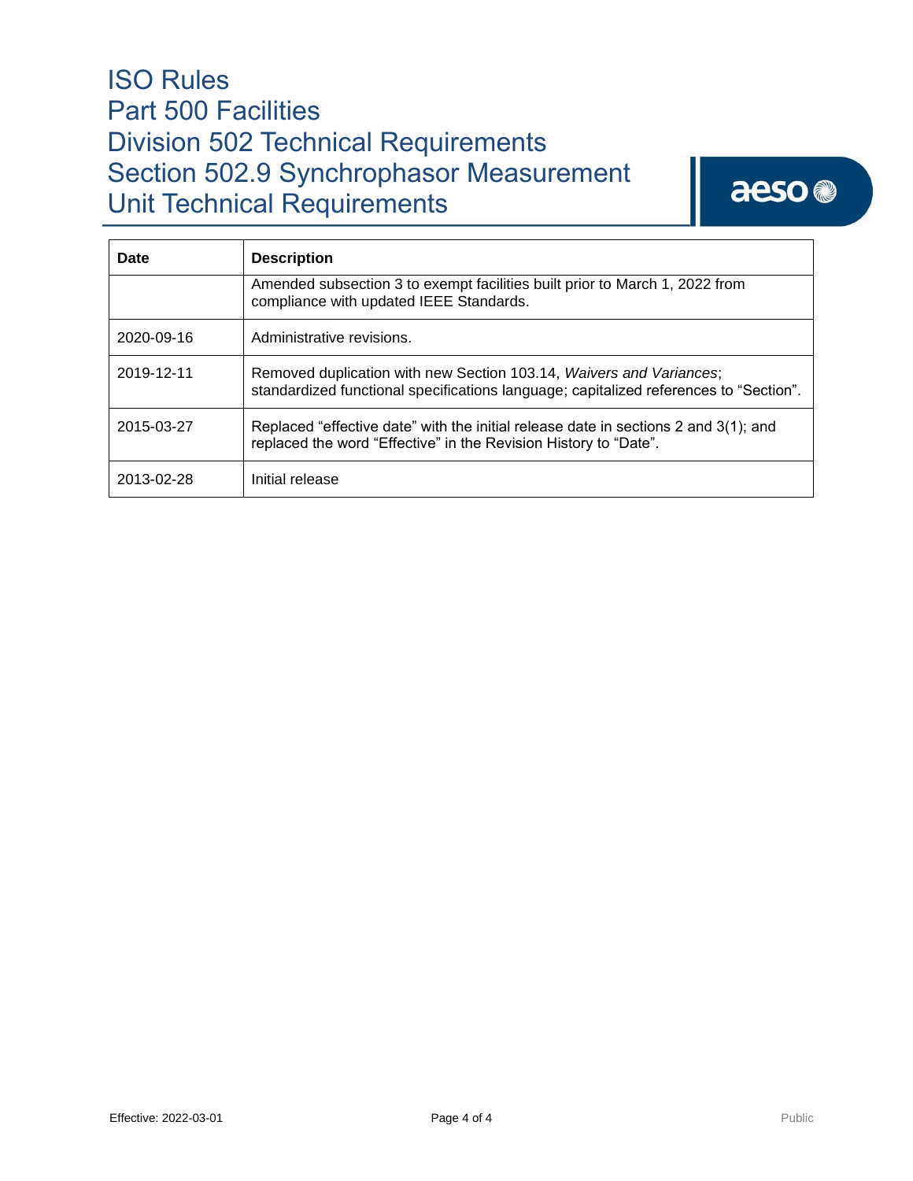| Date | Description |
| --- | --- |
| | Amended subsection 3 to exempt facilities built prior to March 1, 2022 from compliance with updated IEEE Standards. |
| 2020-09-16 | Administrative revisions. |
| 2019-12-11 | Removed duplication with new Section 103.14, *Waivers and Variances*; standardized functional specifications language; capitalized references to "Section". |
| 2015-03-27 | Replaced "effective date" with the initial release date in sections 2 and 3(1); and replaced the word "Effective" in the Revision History to "Date". |
| 2013-02-28 | Initial release |